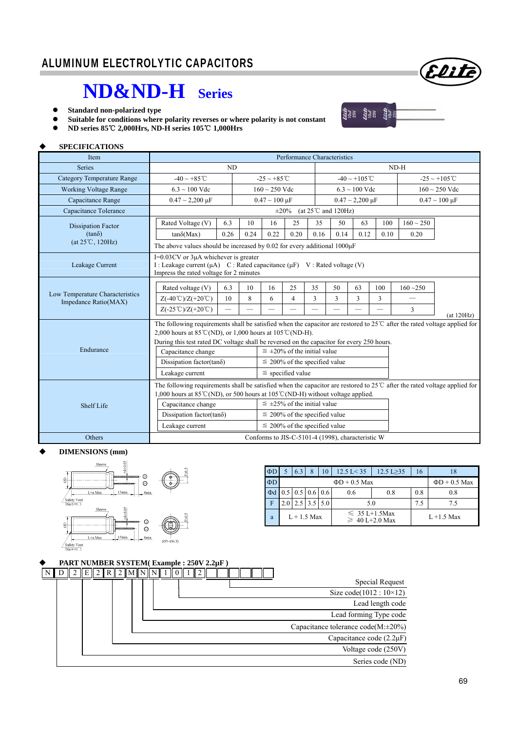# ALUMINUM ELECTROLYTIC CAPACITORS

## ND&ND-H Series

- **Standard non-polarized type**
- **Suitable for conditions where polarity reverses or where polarity is not constant**
- **ND series 85℃ 2,000Hrs, ND-H series 105℃ 1,000Hrs**

### SPECIFICATIONS

| Item | Performance Characteristics | | | |
|---|---|---|---|---|
| Series | ND | | ND-H | |
| Category Temperature Range | -40 ~ +85℃ | -25 ~ +85℃ | -40 ~ +105℃ | -25 ~ +105℃ |
| Working Voltage Range | 6.3 ~ 100 Vdc | 160 ~ 250 Vdc | 6.3 ~ 100 Vdc | 160 ~ 250 Vdc |
| Capacitance Range | 0.47 ~ 2,200 µF | 0.47 ~ 100 µF | 0.47 ~ 2,200 µF | 0.47 ~ 100 µF |
| Capacitance Tolerance | ±20% (at 25℃ and 120Hz) | | | |

**Dissipation Factor (tanδ) (at 25℃, 120Hz)**

| Rated Voltage (V) | 6.3 | 10 | 16 | 25 | 35 | 50 | 63 | 100 | 160 ~ 250 |
|---|---|---|---|---|---|---|---|---|---|
| tanδ(Max) | 0.26 | 0.24 | 0.22 | 0.20 | 0.16 | 0.14 | 0.12 | 0.10 | 0.20 |

The above values should be increased by 0.02 for every additional 1000µF

**Leakage Current**

I=0.03CV or 3µA whichever is greater
I : Leakage current (µA) C : Rated capacitance (µF) V : Rated voltage (V)
Impress the rated voltage for 2 minutes

**Low Temperature Characteristics Impedance Ratio(MAX)**

| Rated voltage (V) | 6.3 | 10 | 16 | 25 | 35 | 50 | 63 | 100 | 160 ~250 |
|---|---|---|---|---|---|---|---|---|---|
| Z(-40℃)/Z(+20℃) | 10 | 8 | 6 | 4 | 3 | 3 | 3 | 3 | — |
| Z(-25℃)/Z(+20℃) | — | — | — | — | — | — | — | — | 3 |

(at 120Hz)

**Endurance**

The following requirements shall be satisfied when the capacitor are restored to 25℃ after the rated voltage applied for 2,000 hours at 85℃(ND), or 1,000 hours at 105℃(ND-H).
During this test rated DC voltage shall be reversed on the capacitor for every 250 hours.

| Capacitance change | ≦ ±20% of the initial value |
|---|---|
| Dissipation factor(tanδ) | ≦ 200% of the specified value |
| Leakage current | ≦ specified value |

**Shelf Life**

The following requirements shall be satisfied when the capacitor are restored to 25℃ after the rated voltage applied for 1,000 hours at 85℃(ND), or 500 hours at 105℃(ND-H) without voltage applied.

| Capacitance change | ≦ ±25% of the initial value |
|---|---|
| Dissipation factor(tanδ) | ≦ 200% of the specified value |
| Leakage current | ≦ 200% of the specified value |

**Others**: Conforms to JIS-C-5101-4 (1998), characteristic W

### DIMENSIONS (mm)

| ΦD | 5 | 6.3 | 8 | 10 | 12.5 L< 35 | 12.5 L≥35 | 16 | 18 |
|---|---|---|---|---|---|---|---|---|
| ΦD | ΦD + 0.5 Max | | | | | | | ΦD + 0.5 Max |
| Φd | 0.5 | 0.5 | 0.6 | 0.6 | 0.6 | 0.8 | 0.8 | 0.8 |
| F | 2.0 | 2.5 | 3.5 | 5.0 | 5.0 | | 7.5 | 7.5 |
| a | L + 1.5 Max | | | | ≦ 35 L+1.5Max<br>≧ 40 L+2.0 Max | | L +1.5 Max | |

### PART NUMBER SYSTEM( Example : 250V 2.2µF )

N D 2 E 2 R 2 M N N 1 0 1 2

- Special Request
- Size code(1012 : 10×12)
- Lead length code
- Lead forming Type code
- Capacitance tolerance code(M:±20%)
- Capacitance code (2.2µF)
- Voltage code (250V)
- Series code (ND)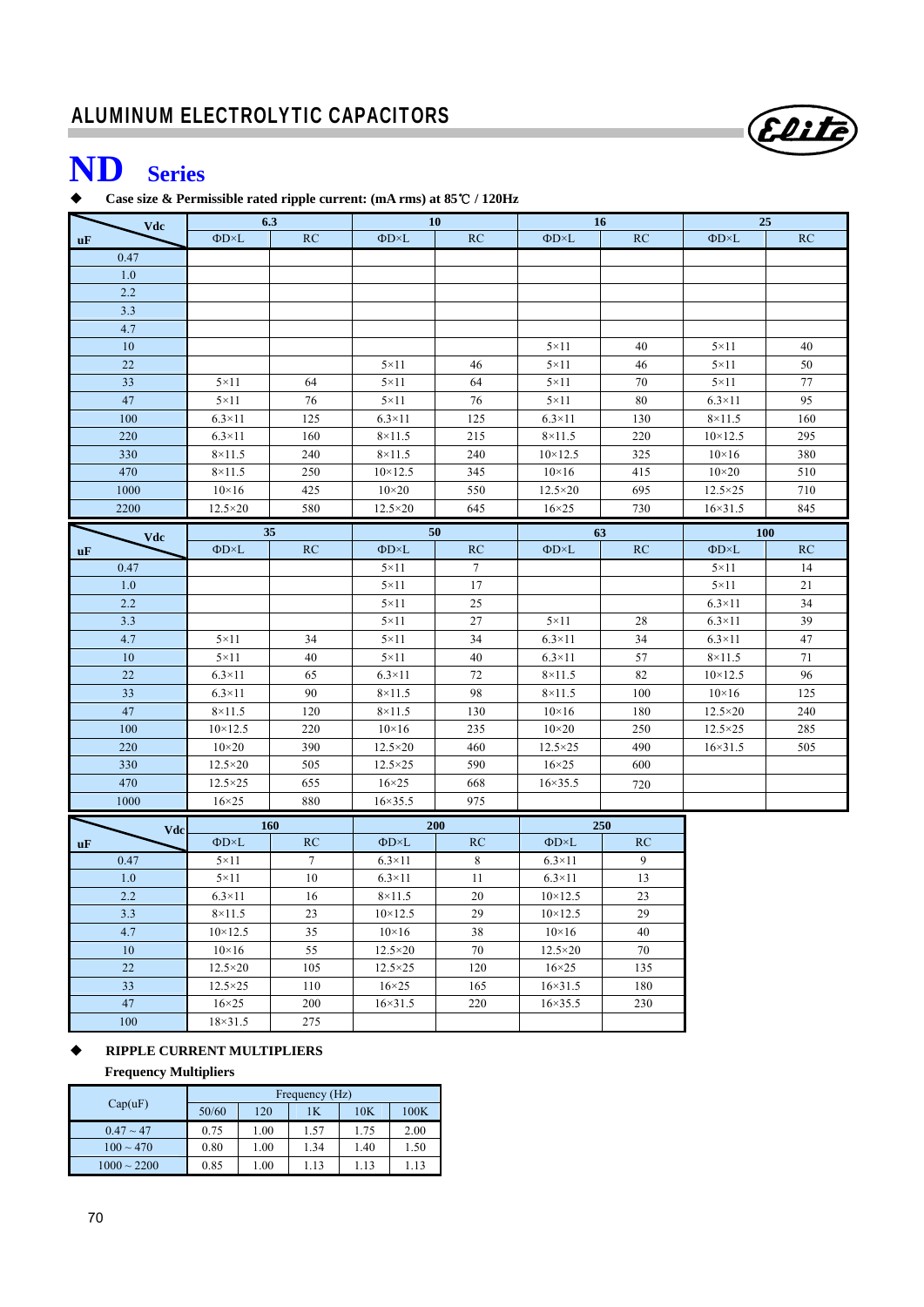## ALUMINUM ELECTROLYTIC CAPACITORS

# ND Series

◆ **Case size & Permissible rated ripple current: (mA rms) at 85℃ / 120Hz**

| Vdc / uF | 6.3 | | 10 | | 16 | | 25 | |
|---|---|---|---|---|---|---|---|---|
| | ΦD×L | RC | ΦD×L | RC | ΦD×L | RC | ΦD×L | RC |
| 0.47 | | | | | | | | |
| 1.0 | | | | | | | | |
| 2.2 | | | | | | | | |
| 3.3 | | | | | | | | |
| 4.7 | | | | | | | | |
| 10 | | | | | 5×11 | 40 | 5×11 | 40 |
| 22 | | | 5×11 | 46 | 5×11 | 46 | 5×11 | 50 |
| 33 | 5×11 | 64 | 5×11 | 64 | 5×11 | 70 | 5×11 | 77 |
| 47 | 5×11 | 76 | 5×11 | 76 | 5×11 | 80 | 6.3×11 | 95 |
| 100 | 6.3×11 | 125 | 6.3×11 | 125 | 6.3×11 | 130 | 8×11.5 | 160 |
| 220 | 6.3×11 | 160 | 8×11.5 | 215 | 8×11.5 | 220 | 10×12.5 | 295 |
| 330 | 8×11.5 | 240 | 8×11.5 | 240 | 10×12.5 | 325 | 10×16 | 380 |
| 470 | 8×11.5 | 250 | 10×12.5 | 345 | 10×16 | 415 | 10×20 | 510 |
| 1000 | 10×16 | 425 | 10×20 | 550 | 12.5×20 | 695 | 12.5×25 | 710 |
| 2200 | 12.5×20 | 580 | 12.5×20 | 645 | 16×25 | 730 | 16×31.5 | 845 |

| Vdc / uF | 35 | | 50 | | 63 | | 100 | |
|---|---|---|---|---|---|---|---|---|
| | ΦD×L | RC | ΦD×L | RC | ΦD×L | RC | ΦD×L | RC |
| 0.47 | | | 5×11 | 7 | | | 5×11 | 14 |
| 1.0 | | | 5×11 | 17 | | | 5×11 | 21 |
| 2.2 | | | 5×11 | 25 | | | 6.3×11 | 34 |
| 3.3 | | | 5×11 | 27 | 5×11 | 28 | 6.3×11 | 39 |
| 4.7 | 5×11 | 34 | 5×11 | 34 | 6.3×11 | 34 | 6.3×11 | 47 |
| 10 | 5×11 | 40 | 5×11 | 40 | 6.3×11 | 57 | 8×11.5 | 71 |
| 22 | 6.3×11 | 65 | 6.3×11 | 72 | 8×11.5 | 82 | 10×12.5 | 96 |
| 33 | 6.3×11 | 90 | 8×11.5 | 98 | 8×11.5 | 100 | 10×16 | 125 |
| 47 | 8×11.5 | 120 | 8×11.5 | 130 | 10×16 | 180 | 12.5×20 | 240 |
| 100 | 10×12.5 | 220 | 10×16 | 235 | 10×20 | 250 | 12.5×25 | 285 |
| 220 | 10×20 | 390 | 12.5×20 | 460 | 12.5×25 | 490 | 16×31.5 | 505 |
| 330 | 12.5×20 | 505 | 12.5×25 | 590 | 16×25 | 600 | | |
| 470 | 12.5×25 | 655 | 16×25 | 668 | 16×35.5 | 720 | | |
| 1000 | 16×25 | 880 | 16×35.5 | 975 | | | | |

| Vdc / uF | 160 | | 200 | | 250 | |
|---|---|---|---|---|---|---|
| | ΦD×L | RC | ΦD×L | RC | ΦD×L | RC |
| 0.47 | 5×11 | 7 | 6.3×11 | 8 | 6.3×11 | 9 |
| 1.0 | 5×11 | 10 | 6.3×11 | 11 | 6.3×11 | 13 |
| 2.2 | 6.3×11 | 16 | 8×11.5 | 20 | 10×12.5 | 23 |
| 3.3 | 8×11.5 | 23 | 10×12.5 | 29 | 10×12.5 | 29 |
| 4.7 | 10×12.5 | 35 | 10×16 | 38 | 10×16 | 40 |
| 10 | 10×16 | 55 | 12.5×20 | 70 | 12.5×20 | 70 |
| 22 | 12.5×20 | 105 | 12.5×25 | 120 | 16×25 | 135 |
| 33 | 12.5×25 | 110 | 16×25 | 165 | 16×31.5 | 180 |
| 47 | 16×25 | 200 | 16×31.5 | 220 | 16×35.5 | 230 |
| 100 | 18×31.5 | 275 | | | | |

◆ **RIPPLE CURRENT MULTIPLIERS**

**Frequency Multipliers**

| Cap(uF) | Frequency (Hz) | | | | |
|---|---|---|---|---|---|
| | 50/60 | 120 | 1K | 10K | 100K |
| 0.47 ~ 47 | 0.75 | 1.00 | 1.57 | 1.75 | 2.00 |
| 100 ~ 470 | 0.80 | 1.00 | 1.34 | 1.40 | 1.50 |
| 1000 ~ 2200 | 0.85 | 1.00 | 1.13 | 1.13 | 1.13 |